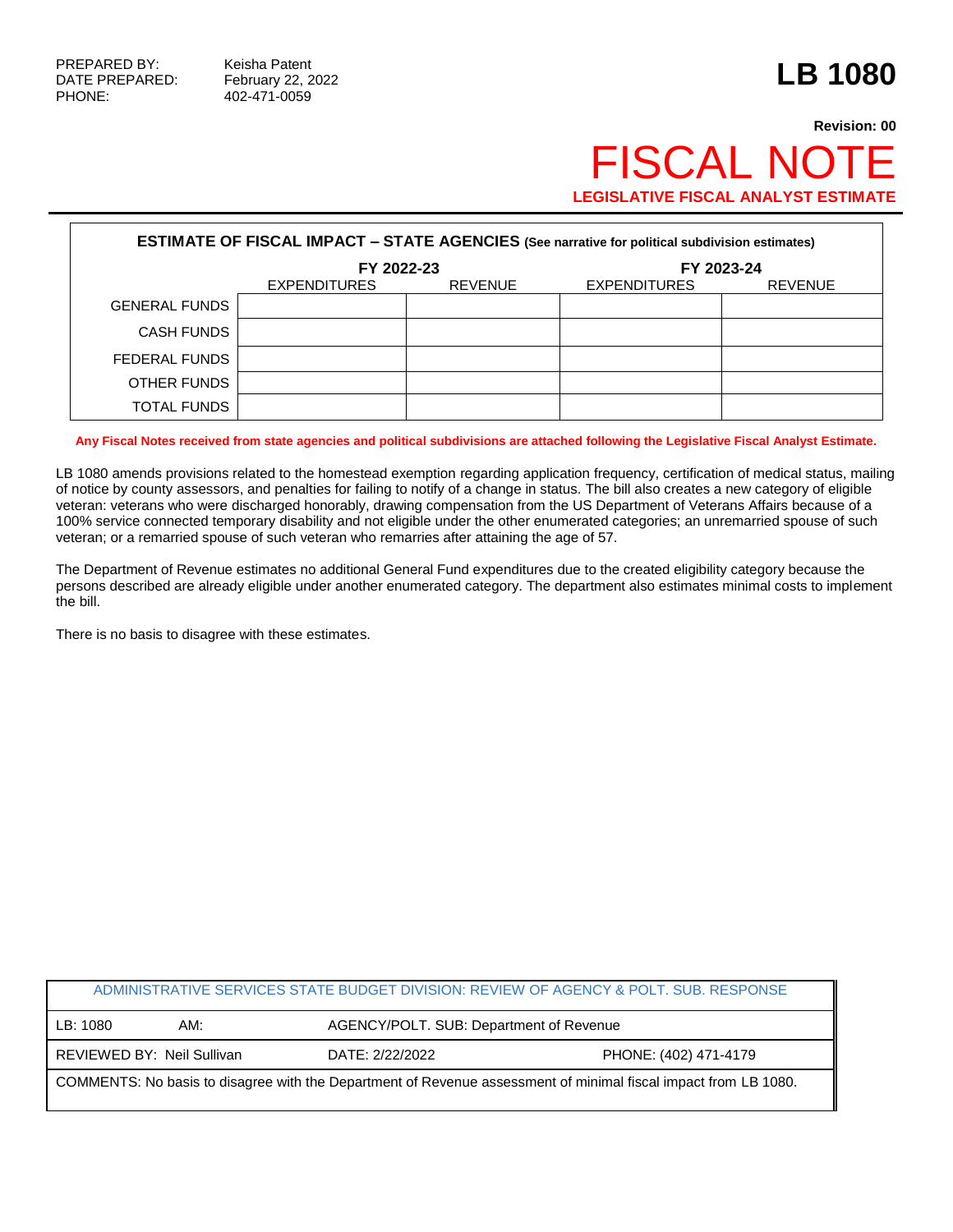PREPARED BY: Keisha Patent
DATE PREPARED: February 22, 2022
PHONE: 402-471-0059

# LB 1080

**Revision: 00**

# FISCAL NOTE

**LEGISLATIVE FISCAL ANALYST ESTIMATE**

**ESTIMATE OF FISCAL IMPACT – STATE AGENCIES** (See narrative for political subdivision estimates)

| | FY 2022-23 | | FY 2023-24 | |
|---|---|---|---|---|
| | EXPENDITURES | REVENUE | EXPENDITURES | REVENUE |
| GENERAL FUNDS | | | | |
| CASH FUNDS | | | | |
| FEDERAL FUNDS | | | | |
| OTHER FUNDS | | | | |
| TOTAL FUNDS | | | | |

**Any Fiscal Notes received from state agencies and political subdivisions are attached following the Legislative Fiscal Analyst Estimate.**

LB 1080 amends provisions related to the homestead exemption regarding application frequency, certification of medical status, mailing of notice by county assessors, and penalties for failing to notify of a change in status. The bill also creates a new category of eligible veteran: veterans who were discharged honorably, drawing compensation from the US Department of Veterans Affairs because of a 100% service connected temporary disability and not eligible under the other enumerated categories; an unremarried spouse of such veteran; or a remarried spouse of such veteran who remarries after attaining the age of 57.

The Department of Revenue estimates no additional General Fund expenditures due to the created eligibility category because the persons described are already eligible under another enumerated category. The department also estimates minimal costs to implement the bill.

There is no basis to disagree with these estimates.

| ADMINISTRATIVE SERVICES STATE BUDGET DIVISION: REVIEW OF AGENCY & POLT. SUB. RESPONSE | | |
|---|---|---|
| LB: 1080 AM: | AGENCY/POLT. SUB: Department of Revenue | |
| REVIEWED BY: Neil Sullivan | DATE: 2/22/2022 | PHONE: (402) 471-4179 |
| COMMENTS: No basis to disagree with the Department of Revenue assessment of minimal fiscal impact from LB 1080. | | |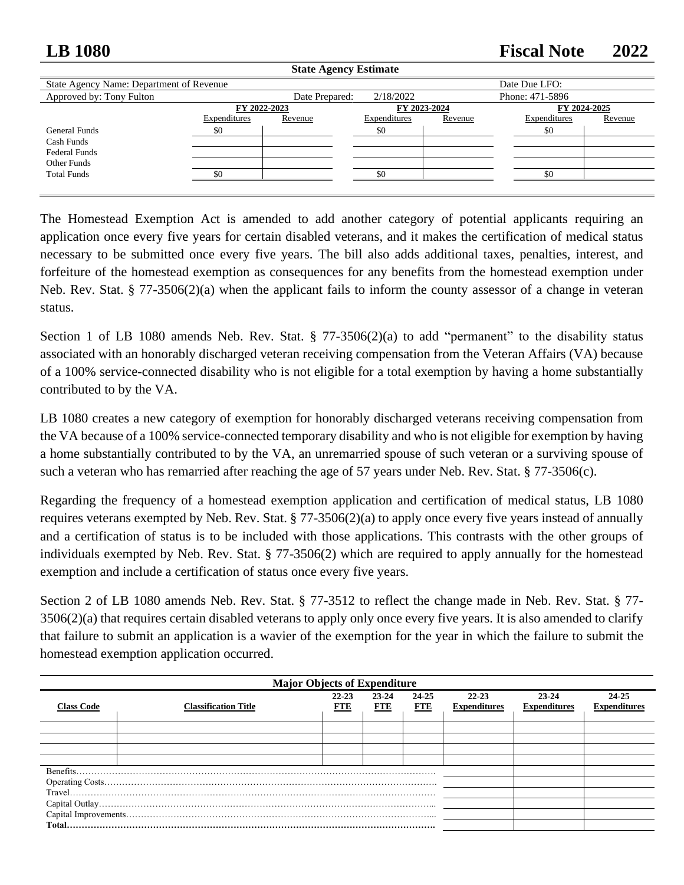# LB 1080 Fiscal Note 2022

**State Agency Estimate**

| State Agency Name: Department of Revenue | | | Date Due LFO: | | |
|---|---|---|---|---|---|
| Approved by: Tony Fulton | Date Prepared: | 2/18/2022 | Phone: 471-5896 | | |

| | FY 2022-2023 | | FY 2023-2024 | | FY 2024-2025 | |
|---|---|---|---|---|---|---|
| | Expenditures | Revenue | Expenditures | Revenue | Expenditures | Revenue |
| General Funds | $0 | | $0 | | $0 | |
| Cash Funds | | | | | | |
| Federal Funds | | | | | | |
| Other Funds | | | | | | |
| Total Funds | $0 | | $0 | | $0 | |

The Homestead Exemption Act is amended to add another category of potential applicants requiring an application once every five years for certain disabled veterans, and it makes the certification of medical status necessary to be submitted once every five years. The bill also adds additional taxes, penalties, interest, and forfeiture of the homestead exemption as consequences for any benefits from the homestead exemption under Neb. Rev. Stat. § 77-3506(2)(a) when the applicant fails to inform the county assessor of a change in veteran status.

Section 1 of LB 1080 amends Neb. Rev. Stat. § 77-3506(2)(a) to add "permanent" to the disability status associated with an honorably discharged veteran receiving compensation from the Veteran Affairs (VA) because of a 100% service-connected disability who is not eligible for a total exemption by having a home substantially contributed to by the VA.

LB 1080 creates a new category of exemption for honorably discharged veterans receiving compensation from the VA because of a 100% service-connected temporary disability and who is not eligible for exemption by having a home substantially contributed to by the VA, an unremarried spouse of such veteran or a surviving spouse of such a veteran who has remarried after reaching the age of 57 years under Neb. Rev. Stat. § 77-3506(c).

Regarding the frequency of a homestead exemption application and certification of medical status, LB 1080 requires veterans exempted by Neb. Rev. Stat. § 77-3506(2)(a) to apply once every five years instead of annually and a certification of status is to be included with those applications. This contrasts with the other groups of individuals exempted by Neb. Rev. Stat. § 77-3506(2) which are required to apply annually for the homestead exemption and include a certification of status once every five years.

Section 2 of LB 1080 amends Neb. Rev. Stat. § 77-3512 to reflect the change made in Neb. Rev. Stat. § 77-3506(2)(a) that requires certain disabled veterans to apply only once every five years. It is also amended to clarify that failure to submit an application is a wavier of the exemption for the year in which the failure to submit the homestead exemption application occurred.

**Major Objects of Expenditure**

| Class Code | Classification Title | 22-23 FTE | 23-24 FTE | 24-25 FTE | 22-23 Expenditures | 23-24 Expenditures | 24-25 Expenditures |
|---|---|---|---|---|---|---|---|
| | | | | | | | |
| | | | | | | | |
| | | | | | | | |
| | | | | | | | |
| Benefits | | | | | | | |
| Operating Costs | | | | | | | |
| Travel | | | | | | | |
| Capital Outlay | | | | | | | |
| Capital Improvements | | | | | | | |
| **Total** | | | | | | | |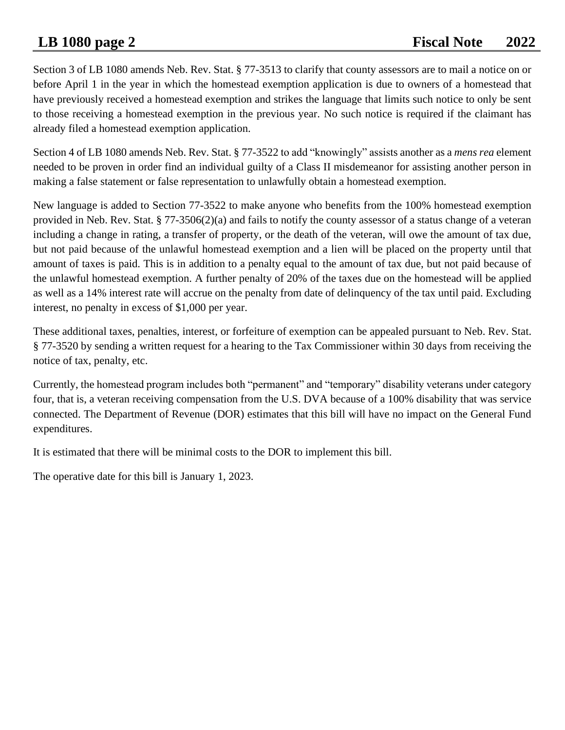Section 3 of LB 1080 amends Neb. Rev. Stat. § 77-3513 to clarify that county assessors are to mail a notice on or before April 1 in the year in which the homestead exemption application is due to owners of a homestead that have previously received a homestead exemption and strikes the language that limits such notice to only be sent to those receiving a homestead exemption in the previous year. No such notice is required if the claimant has already filed a homestead exemption application.

Section 4 of LB 1080 amends Neb. Rev. Stat. § 77-3522 to add "knowingly" assists another as a *mens rea* element needed to be proven in order find an individual guilty of a Class II misdemeanor for assisting another person in making a false statement or false representation to unlawfully obtain a homestead exemption.

New language is added to Section 77-3522 to make anyone who benefits from the 100% homestead exemption provided in Neb. Rev. Stat. § 77-3506(2)(a) and fails to notify the county assessor of a status change of a veteran including a change in rating, a transfer of property, or the death of the veteran, will owe the amount of tax due, but not paid because of the unlawful homestead exemption and a lien will be placed on the property until that amount of taxes is paid. This is in addition to a penalty equal to the amount of tax due, but not paid because of the unlawful homestead exemption. A further penalty of 20% of the taxes due on the homestead will be applied as well as a 14% interest rate will accrue on the penalty from date of delinquency of the tax until paid. Excluding interest, no penalty in excess of $1,000 per year.

These additional taxes, penalties, interest, or forfeiture of exemption can be appealed pursuant to Neb. Rev. Stat. § 77-3520 by sending a written request for a hearing to the Tax Commissioner within 30 days from receiving the notice of tax, penalty, etc.

Currently, the homestead program includes both "permanent" and "temporary" disability veterans under category four, that is, a veteran receiving compensation from the U.S. DVA because of a 100% disability that was service connected. The Department of Revenue (DOR) estimates that this bill will have no impact on the General Fund expenditures.

It is estimated that there will be minimal costs to the DOR to implement this bill.

The operative date for this bill is January 1, 2023.